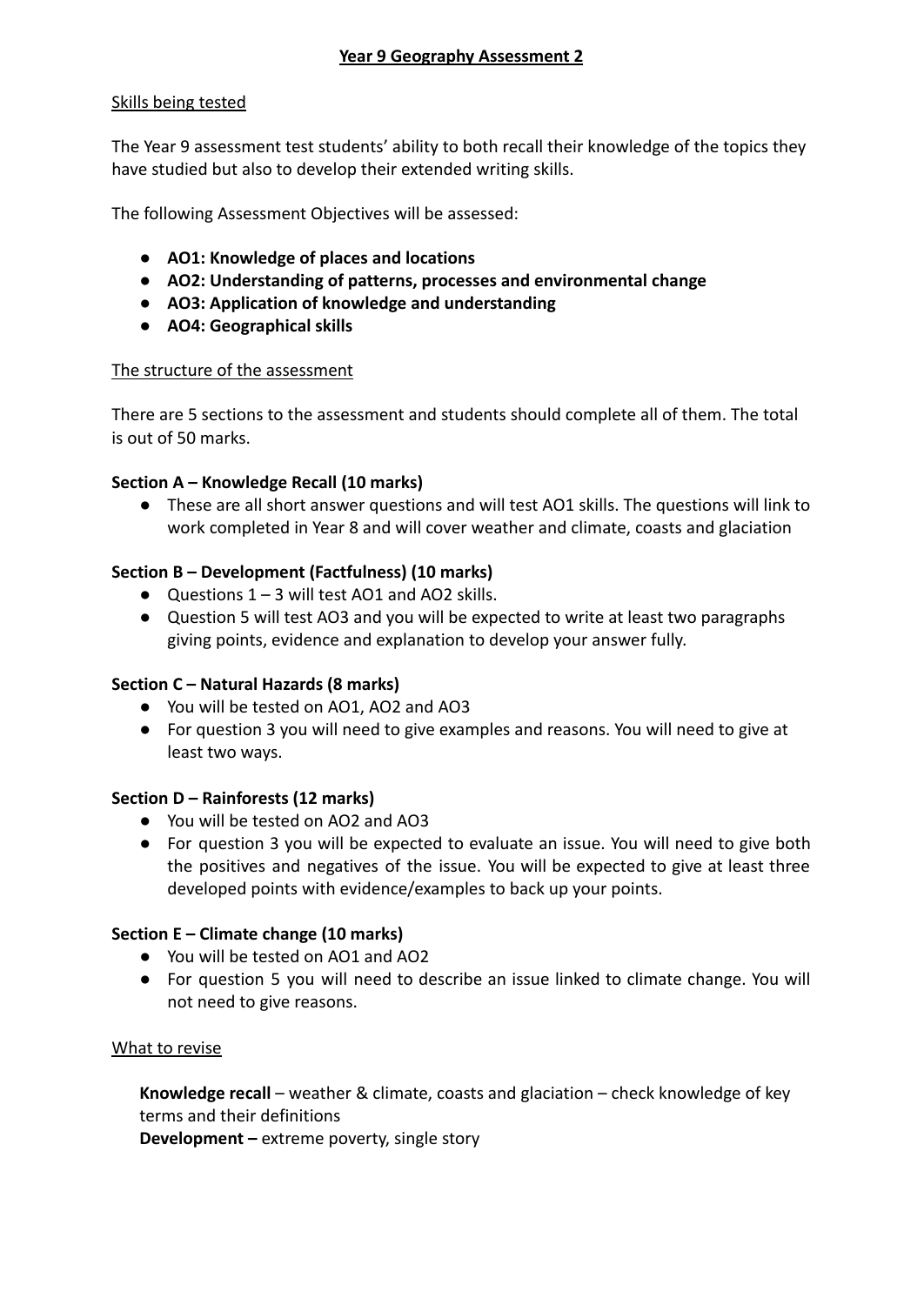# Year 9 Geography Assessment 2

## Skills being tested

The Year 9 assessment test students' ability to both recall their knowledge of the topics they have studied but also to develop their extended writing skills.

The following Assessment Objectives will be assessed:

- **AO1: Knowledge of places and locations**
- **AO2: Understanding of patterns, processes and environmental change**
- **AO3: Application of knowledge and understanding**
- **AO4: Geographical skills**

## The structure of the assessment

There are 5 sections to the assessment and students should complete all of them. The total is out of 50 marks.

### Section A – Knowledge Recall (10 marks)

- These are all short answer questions and will test AO1 skills. The questions will link to work completed in Year 8 and will cover weather and climate, coasts and glaciation

### Section B – Development (Factfulness) (10 marks)

- Questions 1 – 3 will test AO1 and AO2 skills.
- Question 5 will test AO3 and you will be expected to write at least two paragraphs giving points, evidence and explanation to develop your answer fully.

### Section C – Natural Hazards (8 marks)

- You will be tested on AO1, AO2 and AO3
- For question 3 you will need to give examples and reasons. You will need to give at least two ways.

### Section D – Rainforests (12 marks)

- You will be tested on AO2 and AO3
- For question 3 you will be expected to evaluate an issue. You will need to give both the positives and negatives of the issue. You will be expected to give at least three developed points with evidence/examples to back up your points.

### Section E – Climate change (10 marks)

- You will be tested on AO1 and AO2
- For question 5 you will need to describe an issue linked to climate change. You will not need to give reasons.

## What to revise

**Knowledge recall** – weather & climate, coasts and glaciation – check knowledge of key terms and their definitions

**Development –** extreme poverty, single story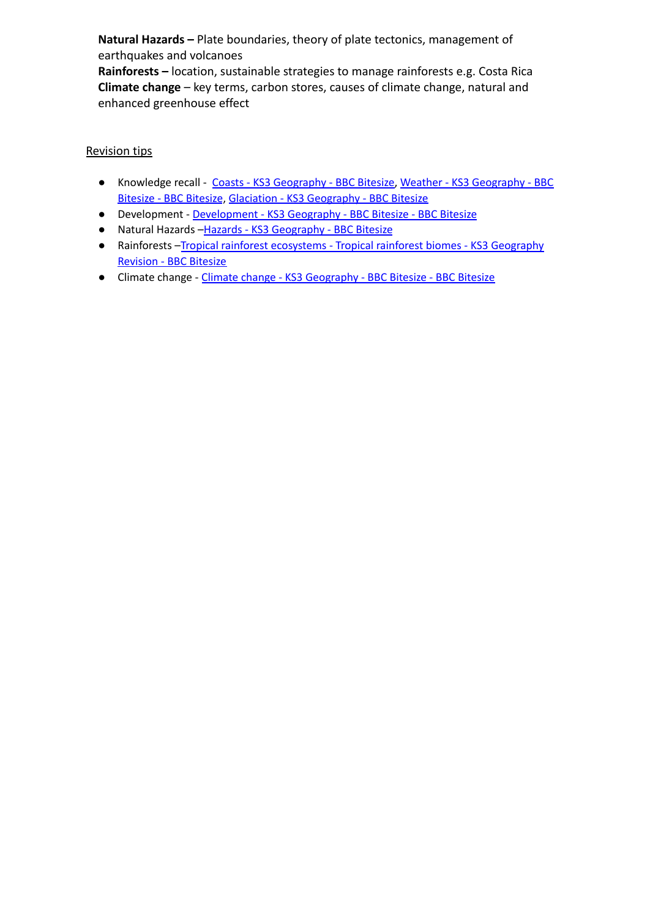**Natural Hazards –** Plate boundaries, theory of plate tectonics, management of earthquakes and volcanoes

**Rainforests –** location, sustainable strategies to manage rainforests e.g. Costa Rica

**Climate change** – key terms, carbon stores, causes of climate change, natural and enhanced greenhouse effect

<u>Revision tips</u>

- Knowledge recall - Coasts - KS3 Geography - BBC Bitesize, Weather - KS3 Geography - BBC Bitesize - BBC Bitesize, Glaciation - KS3 Geography - BBC Bitesize
- Development - Development - KS3 Geography - BBC Bitesize - BBC Bitesize
- Natural Hazards –Hazards - KS3 Geography - BBC Bitesize
- Rainforests –Tropical rainforest ecosystems - Tropical rainforest biomes - KS3 Geography Revision - BBC Bitesize
- Climate change - Climate change - KS3 Geography - BBC Bitesize - BBC Bitesize